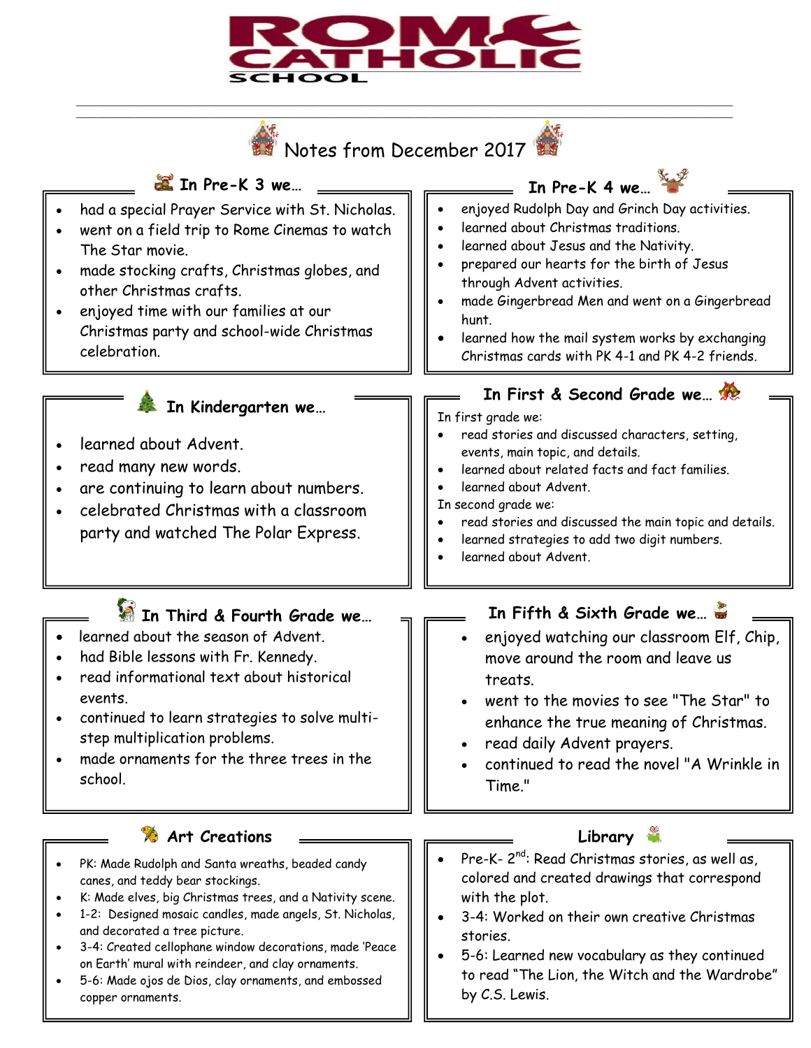# ROME CATHOLIC SCHOOL

## Notes from December 2017

### In Pre-K 3 we…

- had a special Prayer Service with St. Nicholas.
- went on a field trip to Rome Cinemas to watch The Star movie.
- made stocking crafts, Christmas globes, and other Christmas crafts.
- enjoyed time with our families at our Christmas party and school-wide Christmas celebration.

### In Pre-K 4 we…

- enjoyed Rudolph Day and Grinch Day activities.
- learned about Christmas traditions.
- learned about Jesus and the Nativity.
- prepared our hearts for the birth of Jesus through Advent activities.
- made Gingerbread Men and went on a Gingerbread hunt.
- learned how the mail system works by exchanging Christmas cards with PK 4-1 and PK 4-2 friends.

### In Kindergarten we…

- learned about Advent.
- read many new words.
- are continuing to learn about numbers.
- celebrated Christmas with a classroom party and watched The Polar Express.

### In First & Second Grade we…

In first grade we:

- read stories and discussed characters, setting, events, main topic, and details.
- learned about related facts and fact families.
- learned about Advent.

In second grade we:

- read stories and discussed the main topic and details.
- learned strategies to add two digit numbers.
- learned about Advent.

### In Third & Fourth Grade we…

- learned about the season of Advent.
- had Bible lessons with Fr. Kennedy.
- read informational text about historical events.
- continued to learn strategies to solve multi-step multiplication problems.
- made ornaments for the three trees in the school.

### In Fifth & Sixth Grade we…

- enjoyed watching our classroom Elf, Chip, move around the room and leave us treats.
- went to the movies to see "The Star" to enhance the true meaning of Christmas.
- read daily Advent prayers.
- continued to read the novel "A Wrinkle in Time."

### Art Creations

- PK: Made Rudolph and Santa wreaths, beaded candy canes, and teddy bear stockings.
- K: Made elves, big Christmas trees, and a Nativity scene.
- 1-2: Designed mosaic candles, made angels, St. Nicholas, and decorated a tree picture.
- 3-4: Created cellophane window decorations, made 'Peace on Earth' mural with reindeer, and clay ornaments.
- 5-6: Made ojos de Dios, clay ornaments, and embossed copper ornaments.

### Library

- Pre-K- 2nd: Read Christmas stories, as well as, colored and created drawings that correspond with the plot.
- 3-4: Worked on their own creative Christmas stories.
- 5-6: Learned new vocabulary as they continued to read "The Lion, the Witch and the Wardrobe" by C.S. Lewis.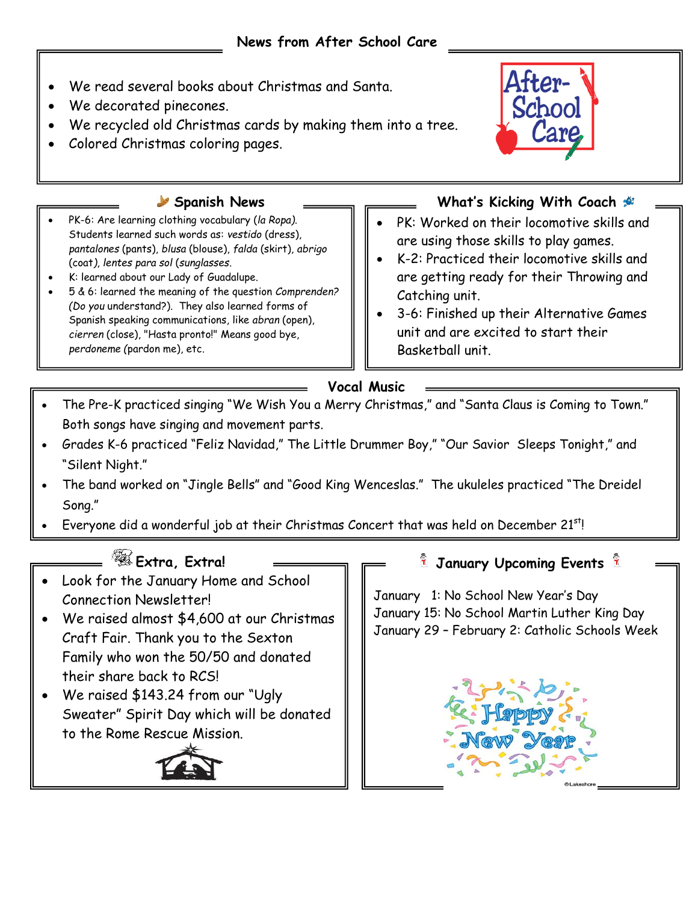## News from After School Care

- We read several books about Christmas and Santa.
- We decorated pinecones.
- We recycled old Christmas cards by making them into a tree.
- Colored Christmas coloring pages.

## Spanish News

- PK-6: Are learning clothing vocabulary (*la Ropa*). Students learned such words as: *vestido* (dress), *pantalones* (pants), *blusa* (blouse), *falda* (skirt), *abrigo* (coat), *lentes para sol* (*sunglasses*.
- K: learned about our Lady of Guadalupe.
- 5 & 6: learned the meaning of the question *Comprenden?* (*Do you* understand?). They also learned forms of Spanish speaking communications, like *abran* (open), *cierren* (close), "Hasta pronto!" Means good bye, *perdoneme* (pardon me), etc.

## What's Kicking With Coach

- PK: Worked on their locomotive skills and are using those skills to play games.
- K-2: Practiced their locomotive skills and are getting ready for their Throwing and Catching unit.
- 3-6: Finished up their Alternative Games unit and are excited to start their Basketball unit.

## Vocal Music

- The Pre-K practiced singing "We Wish You a Merry Christmas," and "Santa Claus is Coming to Town." Both songs have singing and movement parts.
- Grades K-6 practiced "Feliz Navidad," The Little Drummer Boy," "Our Savior Sleeps Tonight," and "Silent Night."
- The band worked on "Jingle Bells" and "Good King Wenceslas." The ukuleles practiced "The Dreidel Song."
- Everyone did a wonderful job at their Christmas Concert that was held on December 21st!

## Extra, Extra!

- Look for the January Home and School Connection Newsletter!
- We raised almost $4,600 at our Christmas Craft Fair. Thank you to the Sexton Family who won the 50/50 and donated their share back to RCS!
- We raised $143.24 from our "Ugly Sweater" Spirit Day which will be donated to the Rome Rescue Mission.

## January Upcoming Events

January 1: No School New Year's Day
January 15: No School Martin Luther King Day
January 29 – February 2: Catholic Schools Week